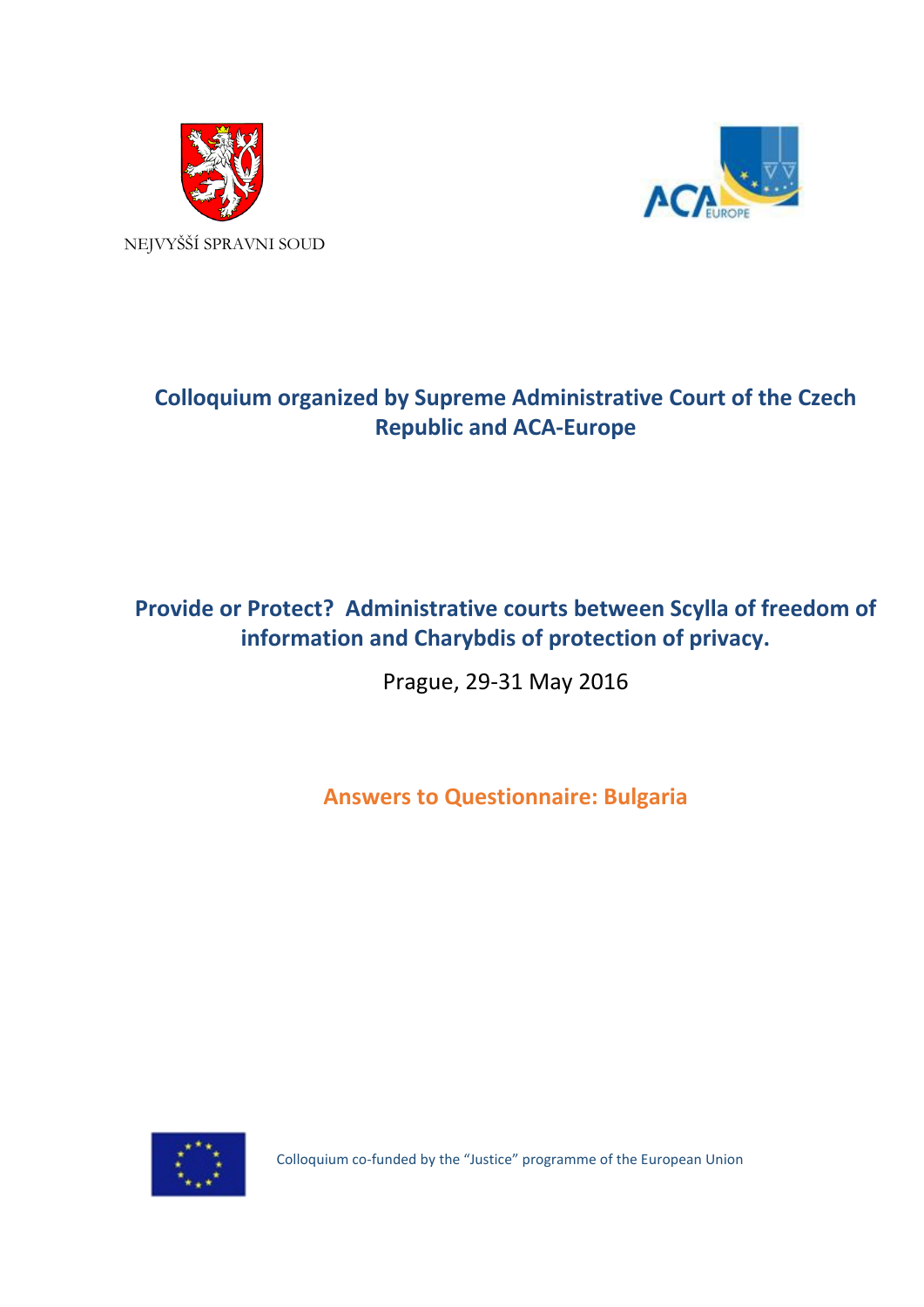NEJVYŠŠÍ SPRAVNI SOUD

ACA EUROPE

## Colloquium organized by Supreme Administrative Court of the Czech Republic and ACA-Europe

# Provide or Protect? Administrative courts between Scylla of freedom of information and Charybdis of protection of privacy.

Prague, 29-31 May 2016

## Answers to Questionnaire: Bulgaria

Colloquium co-funded by the "Justice" programme of the European Union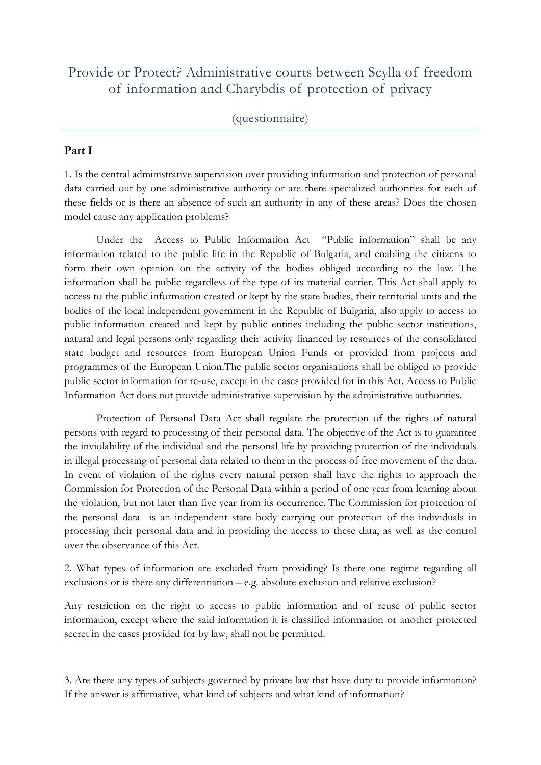# Provide or Protect? Administrative courts between Scylla of freedom of information and Charybdis of protection of privacy

(questionnaire)

## Part I

1. Is the central administrative supervision over providing information and protection of personal data carried out by one administrative authority or are there specialized authorities for each of these fields or is there an absence of such an authority in any of these areas? Does the chosen model cause any application problems?

Under the Access to Public Information Act "Public information" shall be any information related to the public life in the Republic of Bulgaria, and enabling the citizens to form their own opinion on the activity of the bodies obliged according to the law. The information shall be public regardless of the type of its material carrier. This Act shall apply to access to the public information created or kept by the state bodies, their territorial units and the bodies of the local independent government in the Republic of Bulgaria, also apply to access to public information created and kept by public entities including the public sector institutions, natural and legal persons only regarding their activity financed by resources of the consolidated state budget and resources from European Union Funds or provided from projects and programmes of the European Union.The public sector organisations shall be obliged to provide public sector information for re-use, except in the cases provided for in this Act. Access to Public Information Act does not provide administrative supervision by the administrative authorities.

Protection of Personal Data Act shall regulate the protection of the rights of natural persons with regard to processing of their personal data. The objective of the Act is to guarantee the inviolability of the individual and the personal life by providing protection of the individuals in illegal processing of personal data related to them in the process of free movement of the data. In event of violation of the rights every natural person shall have the rights to approach the Commission for Protection of the Personal Data within a period of one year from learning about the violation, but not later than five year from its occurrence. The Commission for protection of the personal data is an independent state body carrying out protection of the individuals in processing their personal data and in providing the access to these data, as well as the control over the observance of this Act.

2. What types of information are excluded from providing? Is there one regime regarding all exclusions or is there any differentiation – e.g. absolute exclusion and relative exclusion?

Any restriction on the right to access to public information and of reuse of public sector information, except where the said information it is classified information or another protected secret in the cases provided for by law, shall not be permitted.

3. Are there any types of subjects governed by private law that have duty to provide information? If the answer is affirmative, what kind of subjects and what kind of information?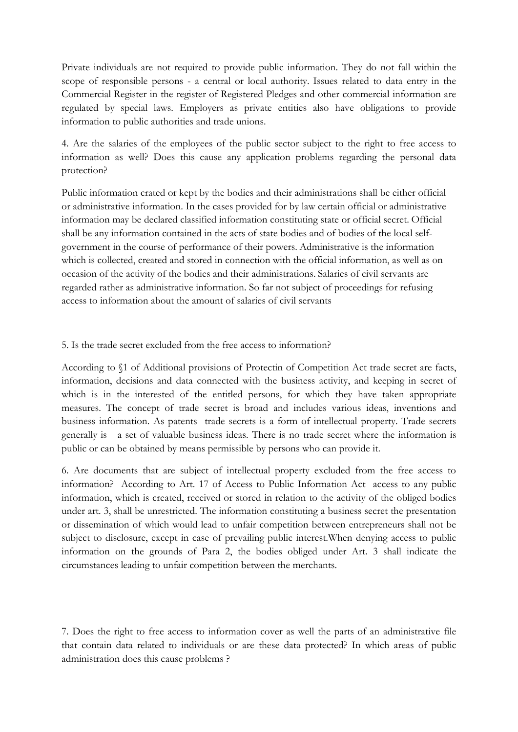Private individuals are not required to provide public information. They do not fall within the scope of responsible persons - a central or local authority. Issues related to data entry in the Commercial Register in the register of Registered Pledges and other commercial information are regulated by special laws. Employers as private entities also have obligations to provide information to public authorities and trade unions.

4. Are the salaries of the employees of the public sector subject to the right to free access to information as well? Does this cause any application problems regarding the personal data protection?

Public information crated or kept by the bodies and their administrations shall be either official or administrative information. In the cases provided for by law certain official or administrative information may be declared classified information constituting state or official secret. Official shall be any information contained in the acts of state bodies and of bodies of the local self-government in the course of performance of their powers. Administrative is the information which is collected, created and stored in connection with the official information, as well as on occasion of the activity of the bodies and their administrations. Salaries of civil servants are regarded rather as administrative information. So far not subject of proceedings for refusing access to information about the amount of salaries of civil servants

5. Is the trade secret excluded from the free access to information?

According to §1 of Additional provisions of Protectin of Competition Act trade secret are facts, information, decisions and data connected with the business activity, and keeping in secret of which is in the interested of the entitled persons, for which they have taken appropriate measures. The concept of trade secret is broad and includes various ideas, inventions and business information. As patents trade secrets is a form of intellectual property. Trade secrets generally is a set of valuable business ideas. There is no trade secret where the information is public or can be obtained by means permissible by persons who can provide it.

6. Are documents that are subject of intellectual property excluded from the free access to information? According to Art. 17 of Access to Public Information Act access to any public information, which is created, received or stored in relation to the activity of the obliged bodies under art. 3, shall be unrestricted. The information constituting a business secret the presentation or dissemination of which would lead to unfair competition between entrepreneurs shall not be subject to disclosure, except in case of prevailing public interest.When denying access to public information on the grounds of Para 2, the bodies obliged under Art. 3 shall indicate the circumstances leading to unfair competition between the merchants.

7. Does the right to free access to information cover as well the parts of an administrative file that contain data related to individuals or are these data protected? In which areas of public administration does this cause problems ?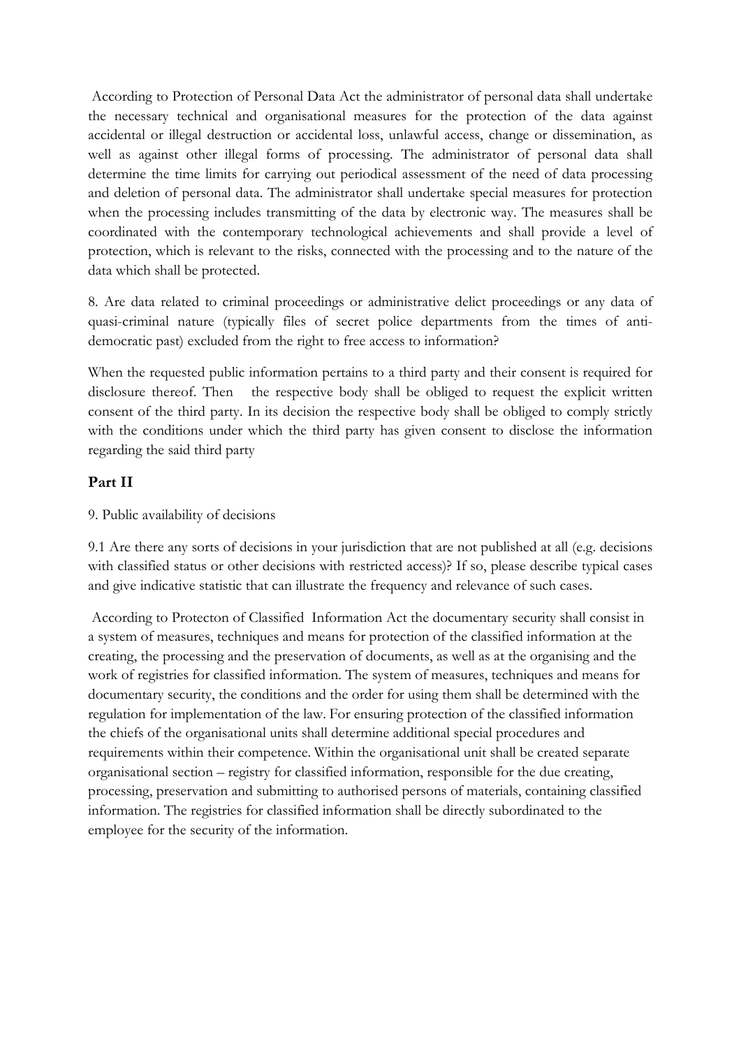According to Protection of Personal Data Act the administrator of personal data shall undertake the necessary technical and organisational measures for the protection of the data against accidental or illegal destruction or accidental loss, unlawful access, change or dissemination, as well as against other illegal forms of processing. The administrator of personal data shall determine the time limits for carrying out periodical assessment of the need of data processing and deletion of personal data. The administrator shall undertake special measures for protection when the processing includes transmitting of the data by electronic way. The measures shall be coordinated with the contemporary technological achievements and shall provide a level of protection, which is relevant to the risks, connected with the processing and to the nature of the data which shall be protected.

8. Are data related to criminal proceedings or administrative delict proceedings or any data of quasi-criminal nature (typically files of secret police departments from the times of anti-democratic past) excluded from the right to free access to information?

When the requested public information pertains to a third party and their consent is required for disclosure thereof. Then the respective body shall be obliged to request the explicit written consent of the third party. In its decision the respective body shall be obliged to comply strictly with the conditions under which the third party has given consent to disclose the information regarding the said third party

## Part II

9. Public availability of decisions

9.1 Are there any sorts of decisions in your jurisdiction that are not published at all (e.g. decisions with classified status or other decisions with restricted access)? If so, please describe typical cases and give indicative statistic that can illustrate the frequency and relevance of such cases.

According to Protecton of Classified Information Act the documentary security shall consist in a system of measures, techniques and means for protection of the classified information at the creating, the processing and the preservation of documents, as well as at the organising and the work of registries for classified information. The system of measures, techniques and means for documentary security, the conditions and the order for using them shall be determined with the regulation for implementation of the law. For ensuring protection of the classified information the chiefs of the organisational units shall determine additional special procedures and requirements within their competence. Within the organisational unit shall be created separate organisational section – registry for classified information, responsible for the due creating, processing, preservation and submitting to authorised persons of materials, containing classified information. The registries for classified information shall be directly subordinated to the employee for the security of the information.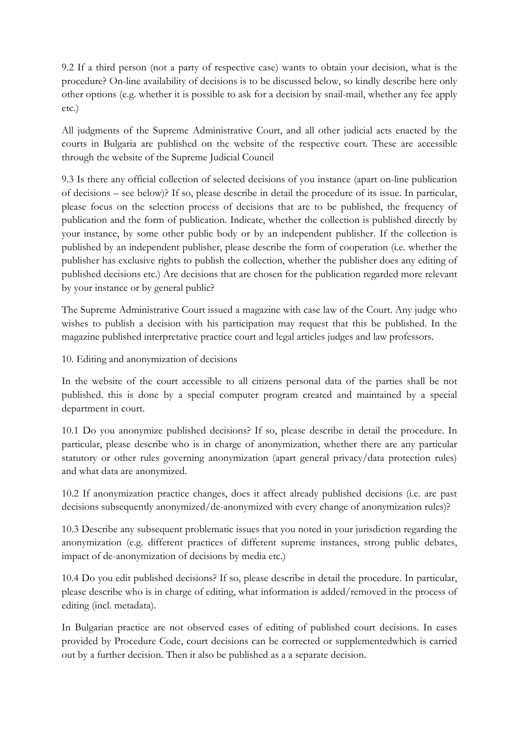9.2 If a third person (not a party of respective case) wants to obtain your decision, what is the procedure? On-line availability of decisions is to be discussed below, so kindly describe here only other options (e.g. whether it is possible to ask for a decision by snail-mail, whether any fee apply etc.)

All judgments of the Supreme Administrative Court, and all other judicial acts enacted by the courts in Bulgaria are published on the website of the respective court. These are accessible through the website of the Supreme Judicial Council

9.3 Is there any official collection of selected decisions of you instance (apart on-line publication of decisions – see below)? If so, please describe in detail the procedure of its issue. In particular, please focus on the selection process of decisions that are to be published, the frequency of publication and the form of publication. Indicate, whether the collection is published directly by your instance, by some other public body or by an independent publisher. If the collection is published by an independent publisher, please describe the form of cooperation (i.e. whether the publisher has exclusive rights to publish the collection, whether the publisher does any editing of published decisions etc.) Are decisions that are chosen for the publication regarded more relevant by your instance or by general public?

The Supreme Administrative Court issued a magazine with case law of the Court. Any judge who wishes to publish a decision with his participation may request that this be published. In the magazine published interpretative practice court and legal articles judges and law professors.

10. Editing and anonymization of decisions

In the website of the court accessible to all citizens personal data of the parties shall be not published. this is done by a special computer program created and maintained by a special department in court.

10.1 Do you anonymize published decisions? If so, please describe in detail the procedure. In particular, please describe who is in charge of anonymization, whether there are any particular statutory or other rules governing anonymization (apart general privacy/data protection rules) and what data are anonymized.

10.2 If anonymization practice changes, does it affect already published decisions (i.e. are past decisions subsequently anonymized/de-anonymized with every change of anonymization rules)?

10.3 Describe any subsequent problematic issues that you noted in your jurisdiction regarding the anonymization (e.g. different practices of different supreme instances, strong public debates, impact of de-anonymization of decisions by media etc.)

10.4 Do you edit published decisions? If so, please describe in detail the procedure. In particular, please describe who is in charge of editing, what information is added/removed in the process of editing (incl. metadata).

In Bulgarian practice are not observed cases of editing of published court decisions. In cases provided by Procedure Code, court decisions can be corrected or supplementedwhich is carried out by a further decision. Then it also be published as a a separate decision.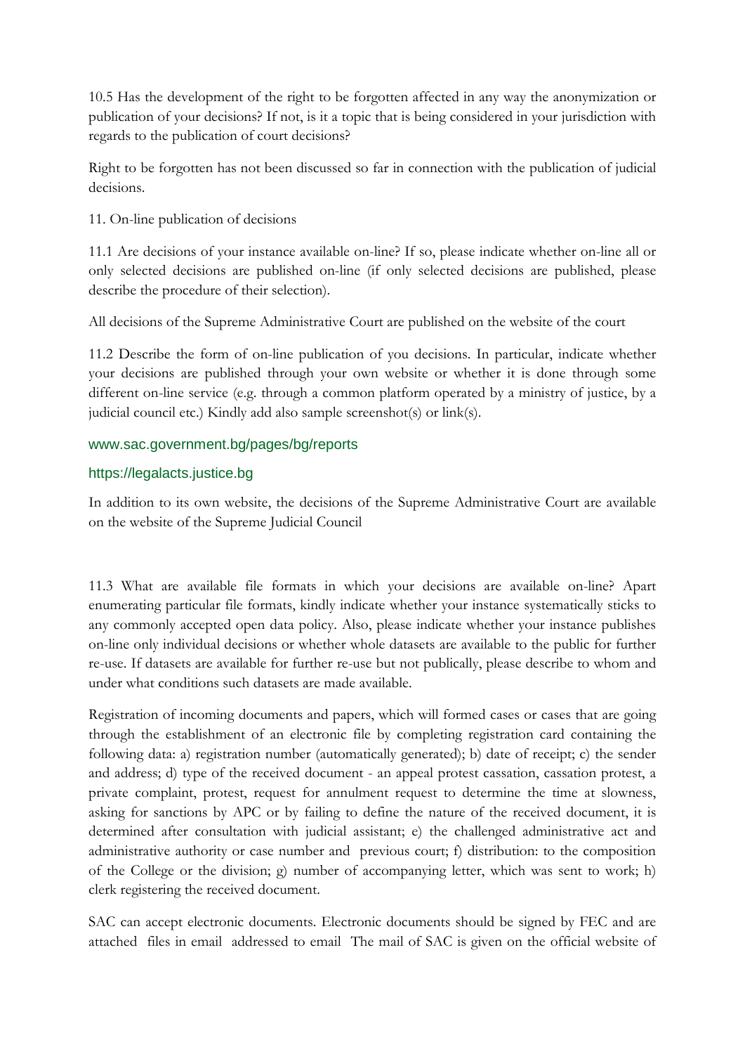10.5 Has the development of the right to be forgotten affected in any way the anonymization or publication of your decisions? If not, is it a topic that is being considered in your jurisdiction with regards to the publication of court decisions?

Right to be forgotten has not been discussed so far in connection with the publication of judicial decisions.

11. On-line publication of decisions

11.1 Are decisions of your instance available on-line? If so, please indicate whether on-line all or only selected decisions are published on-line (if only selected decisions are published, please describe the procedure of their selection).

All decisions of the Supreme Administrative Court are published on the website of the court

11.2 Describe the form of on-line publication of you decisions. In particular, indicate whether your decisions are published through your own website or whether it is done through some different on-line service (e.g. through a common platform operated by a ministry of justice, by a judicial council etc.) Kindly add also sample screenshot(s) or link(s).

www.sac.government.bg/pages/bg/reports

https://legalacts.justice.bg

In addition to its own website, the decisions of the Supreme Administrative Court are available on the website of the Supreme Judicial Council

11.3 What are available file formats in which your decisions are available on-line? Apart enumerating particular file formats, kindly indicate whether your instance systematically sticks to any commonly accepted open data policy. Also, please indicate whether your instance publishes on-line only individual decisions or whether whole datasets are available to the public for further re-use. If datasets are available for further re-use but not publically, please describe to whom and under what conditions such datasets are made available.

Registration of incoming documents and papers, which will formed cases or cases that are going through the establishment of an electronic file by completing registration card containing the following data: a) registration number (automatically generated); b) date of receipt; c) the sender and address; d) type of the received document - an appeal protest cassation, cassation protest, a private complaint, protest, request for annulment request to determine the time at slowness, asking for sanctions by APC or by failing to define the nature of the received document, it is determined after consultation with judicial assistant; e) the challenged administrative act and administrative authority or case number and previous court; f) distribution: to the composition of the College or the division; g) number of accompanying letter, which was sent to work; h) clerk registering the received document.

SAC can accept electronic documents. Electronic documents should be signed by FEC and are attached files in email addressed to email The mail of SAC is given on the official website of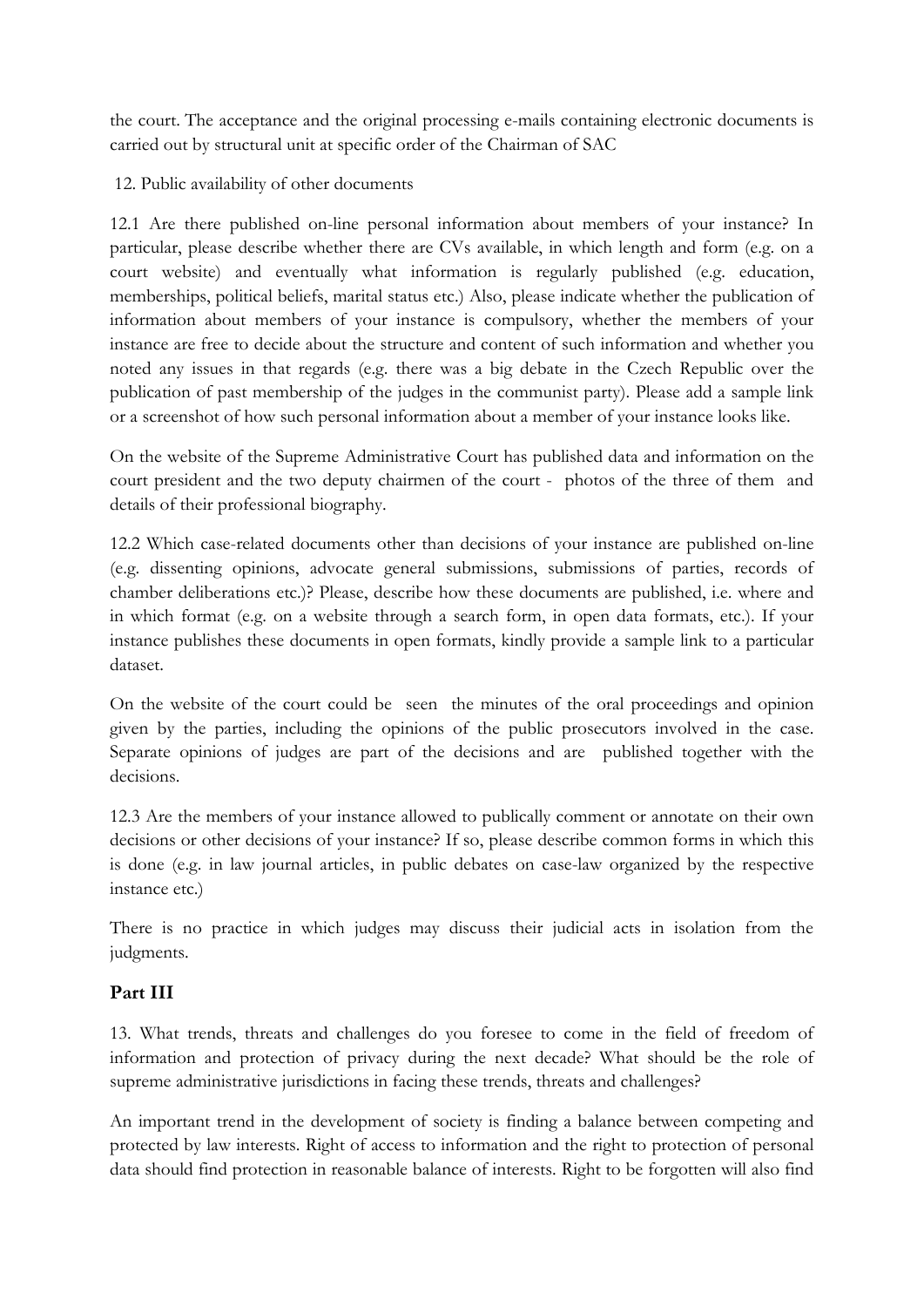the court. The acceptance and the original processing e-mails containing electronic documents is carried out by structural unit at specific order of the Chairman of SAC

12. Public availability of other documents

12.1 Are there published on-line personal information about members of your instance? In particular, please describe whether there are CVs available, in which length and form (e.g. on a court website) and eventually what information is regularly published (e.g. education, memberships, political beliefs, marital status etc.) Also, please indicate whether the publication of information about members of your instance is compulsory, whether the members of your instance are free to decide about the structure and content of such information and whether you noted any issues in that regards (e.g. there was a big debate in the Czech Republic over the publication of past membership of the judges in the communist party). Please add a sample link or a screenshot of how such personal information about a member of your instance looks like.

On the website of the Supreme Administrative Court has published data and information on the court president and the two deputy chairmen of the court - photos of the three of them and details of their professional biography.

12.2 Which case-related documents other than decisions of your instance are published on-line (e.g. dissenting opinions, advocate general submissions, submissions of parties, records of chamber deliberations etc.)? Please, describe how these documents are published, i.e. where and in which format (e.g. on a website through a search form, in open data formats, etc.). If your instance publishes these documents in open formats, kindly provide a sample link to a particular dataset.

On the website of the court could be seen the minutes of the oral proceedings and opinion given by the parties, including the opinions of the public prosecutors involved in the case. Separate opinions of judges are part of the decisions and are published together with the decisions.

12.3 Are the members of your instance allowed to publically comment or annotate on their own decisions or other decisions of your instance? If so, please describe common forms in which this is done (e.g. in law journal articles, in public debates on case-law organized by the respective instance etc.)

There is no practice in which judges may discuss their judicial acts in isolation from the judgments.

## Part III

13. What trends, threats and challenges do you foresee to come in the field of freedom of information and protection of privacy during the next decade? What should be the role of supreme administrative jurisdictions in facing these trends, threats and challenges?

An important trend in the development of society is finding a balance between competing and protected by law interests. Right of access to information and the right to protection of personal data should find protection in reasonable balance of interests. Right to be forgotten will also find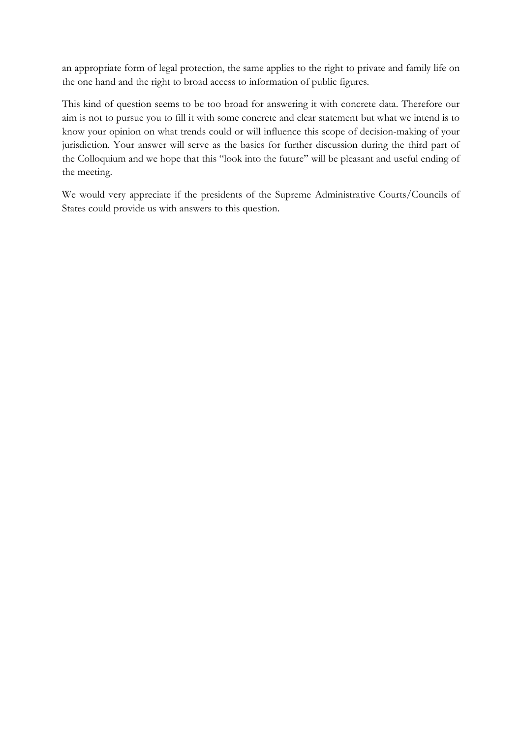an appropriate form of legal protection, the same applies to the right to private and family life on the one hand and the right to broad access to information of public figures.

This kind of question seems to be too broad for answering it with concrete data. Therefore our aim is not to pursue you to fill it with some concrete and clear statement but what we intend is to know your opinion on what trends could or will influence this scope of decision-making of your jurisdiction. Your answer will serve as the basics for further discussion during the third part of the Colloquium and we hope that this "look into the future" will be pleasant and useful ending of the meeting.

We would very appreciate if the presidents of the Supreme Administrative Courts/Councils of States could provide us with answers to this question.